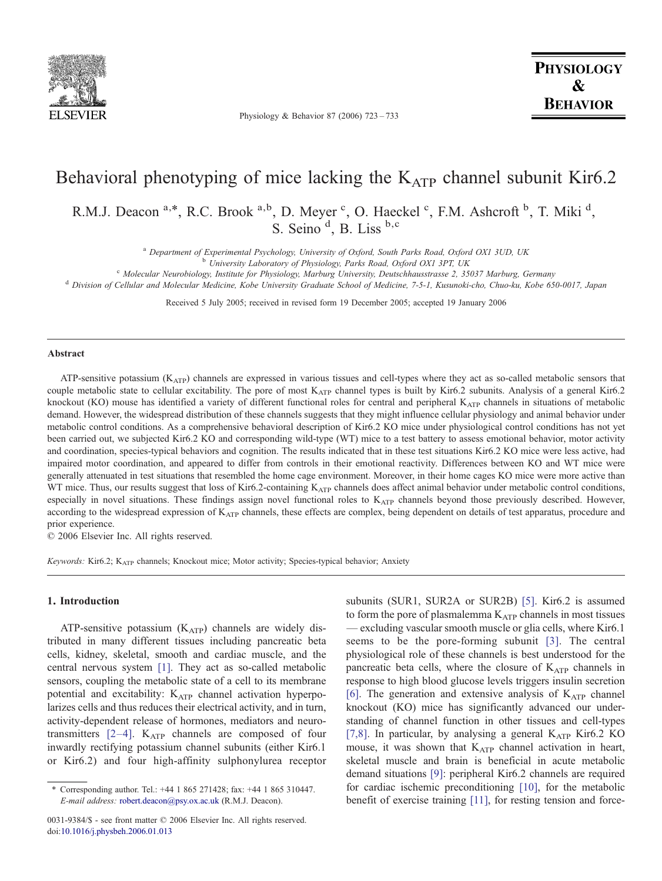# Behavioral phenotyping of mice lacking the $K_{ATP}$ channel subunit Kir6.2

R.M.J. Deacon [a,*], R.C. Brook [a,b], D. Meyer [c], O. Haeckel [c], F.M. Ashcroft [b], T. Miki [d], S. Seino [d], B. Liss [b,c]

[a] Department of Experimental Psychology, University of Oxford, South Parks Road, Oxford OX1 3UD, UK
[b] University Laboratory of Physiology, Parks Road, Oxford OX1 3PT, UK
[c] Molecular Neurobiology, Institute for Physiology, Marburg University, Deutschhausstrasse 2, 35037 Marburg, Germany
[d] Division of Cellular and Molecular Medicine, Kobe University Graduate School of Medicine, 7-5-1, Kusunoki-cho, Chuo-ku, Kobe 650-0017, Japan

Received 5 July 2005; received in revised form 19 December 2005; accepted 19 January 2006

## Abstract

ATP-sensitive potassium ($K_{ATP}$) channels are expressed in various tissues and cell-types where they act as so-called metabolic sensors that couple metabolic state to cellular excitability. The pore of most $K_{ATP}$ channel types is built by Kir6.2 subunits. Analysis of a general Kir6.2 knockout (KO) mouse has identified a variety of different functional roles for central and peripheral $K_{ATP}$ channels in situations of metabolic demand. However, the widespread distribution of these channels suggests that they might influence cellular physiology and animal behavior under metabolic control conditions. As a comprehensive behavioral description of Kir6.2 KO mice under physiological control conditions has not yet been carried out, we subjected Kir6.2 KO and corresponding wild-type (WT) mice to a test battery to assess emotional behavior, motor activity and coordination, species-typical behaviors and cognition. The results indicated that in these test situations Kir6.2 KO mice were less active, had impaired motor coordination, and appeared to differ from controls in their emotional reactivity. Differences between KO and WT mice were generally attenuated in test situations that resembled the home cage environment. Moreover, in their home cages KO mice were more active than WT mice. Thus, our results suggest that loss of Kir6.2-containing $K_{ATP}$ channels does affect animal behavior under metabolic control conditions, especially in novel situations. These findings assign novel functional roles to $K_{ATP}$ channels beyond those previously described. However, according to the widespread expression of $K_{ATP}$ channels, these effects are complex, being dependent on details of test apparatus, procedure and prior experience.

© 2006 Elsevier Inc. All rights reserved.

*Keywords:* Kir6.2; $K_{ATP}$ channels; Knockout mice; Motor activity; Species-typical behavior; Anxiety

## 1. Introduction

ATP-sensitive potassium ($K_{ATP}$) channels are widely distributed in many different tissues including pancreatic beta cells, kidney, skeletal, smooth and cardiac muscle, and the central nervous system [1]. They act as so-called metabolic sensors, coupling the metabolic state of a cell to its membrane potential and excitability: $K_{ATP}$ channel activation hyperpolarizes cells and thus reduces their electrical activity, and in turn, activity-dependent release of hormones, mediators and neurotransmitters [2–4]. $K_{ATP}$ channels are composed of four inwardly rectifying potassium channel subunits (either Kir6.1 or Kir6.2) and four high-affinity sulphonylurea receptor subunits (SUR1, SUR2A or SUR2B) [5]. Kir6.2 is assumed to form the pore of plasmalemma $K_{ATP}$ channels in most tissues — excluding vascular smooth muscle or glia cells, where Kir6.1 seems to be the pore-forming subunit [3]. The central physiological role of these channels is best understood for the pancreatic beta cells, where the closure of $K_{ATP}$ channels in response to high blood glucose levels triggers insulin secretion [6]. The generation and extensive analysis of $K_{ATP}$ channel knockout (KO) mice has significantly advanced our understanding of channel function in other tissues and cell-types [7,8]. In particular, by analysing a general $K_{ATP}$ Kir6.2 KO mouse, it was shown that $K_{ATP}$ channel activation in heart, skeletal muscle and brain is beneficial in acute metabolic demand situations [9]: peripheral Kir6.2 channels are required for cardiac ischemic preconditioning [10], for the metabolic benefit of exercise training [11], for resting tension and force-

\* Corresponding author. Tel.: +44 1 865 271428; fax: +44 1 865 310447.
*E-mail address:* robert.deacon@psy.ox.ac.uk (R.M.J. Deacon).

0031-9384/$ - see front matter © 2006 Elsevier Inc. All rights reserved.
doi:10.1016/j.physbeh.2006.01.013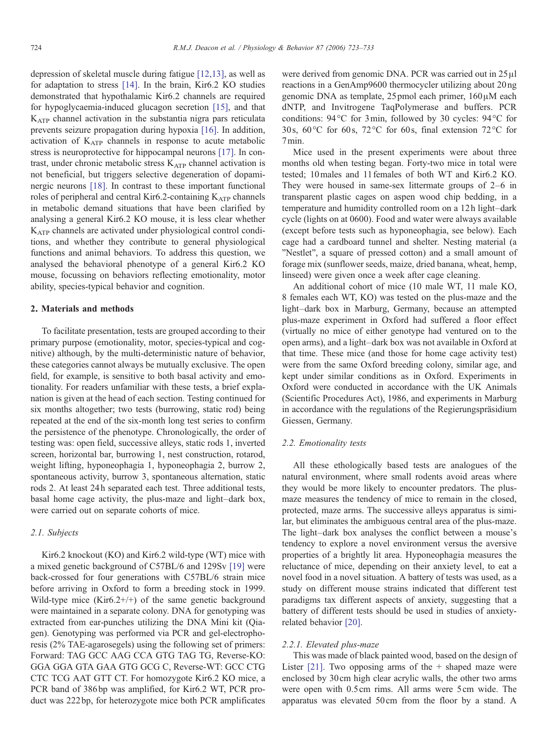depression of skeletal muscle during fatigue [12,13], as well as for adaptation to stress [14]. In the brain, Kir6.2 KO studies demonstrated that hypothalamic Kir6.2 channels are required for hypoglycaemia-induced glucagon secretion [15], and that $K_{ATP}$ channel activation in the substantia nigra pars reticulata prevents seizure propagation during hypoxia [16]. In addition, activation of $K_{ATP}$ channels in response to acute metabolic stress is neuroprotective for hippocampal neurons [17]. In contrast, under chronic metabolic stress $K_{ATP}$ channel activation is not beneficial, but triggers selective degeneration of dopaminergic neurons [18]. In contrast to these important functional roles of peripheral and central Kir6.2-containing $K_{ATP}$ channels in metabolic demand situations that have been clarified by analysing a general Kir6.2 KO mouse, it is less clear whether $K_{ATP}$ channels are activated under physiological control conditions, and whether they contribute to general physiological functions and animal behaviors. To address this question, we analysed the behavioral phenotype of a general Kir6.2 KO mouse, focussing on behaviors reflecting emotionality, motor ability, species-typical behavior and cognition.

## 2. Materials and methods

To facilitate presentation, tests are grouped according to their primary purpose (emotionality, motor, species-typical and cognitive) although, by the multi-deterministic nature of behavior, these categories cannot always be mutually exclusive. The open field, for example, is sensitive to both basal activity and emotionality. For readers unfamiliar with these tests, a brief explanation is given at the head of each section. Testing continued for six months altogether; two tests (burrowing, static rod) being repeated at the end of the six-month long test series to confirm the persistence of the phenotype. Chronologically, the order of testing was: open field, successive alleys, static rods 1, inverted screen, horizontal bar, burrowing 1, nest construction, rotarod, weight lifting, hyponeophagia 1, hyponeophagia 2, burrow 2, spontaneous activity, burrow 3, spontaneous alternation, static rods 2. At least 24 h separated each test. Three additional tests, basal home cage activity, the plus-maze and light–dark box, were carried out on separate cohorts of mice.

### 2.1. Subjects

Kir6.2 knockout (KO) and Kir6.2 wild-type (WT) mice with a mixed genetic background of C57BL/6 and 129Sv [19] were back-crossed for four generations with C57BL/6 strain mice before arriving in Oxford to form a breeding stock in 1999. Wild-type mice (Kir6.2+/+) of the same genetic background were maintained in a separate colony. DNA for genotyping was extracted from ear-punches utilizing the DNA Mini kit (Qiagen). Genotyping was performed via PCR and gel-electrophoresis (2% TAE-agarosegels) using the following set of primers: Forward: TAG GCC AAG CCA GTG TAG TG, Reverse-KO: GGA GGA GTA GAA GTG GCG C, Reverse-WT: GCC CTG CTC TCG AAT GTT CT. For homozygote Kir6.2 KO mice, a PCR band of 386 bp was amplified, for Kir6.2 WT, PCR product was 222 bp, for heterozygote mice both PCR amplificates were derived from genomic DNA. PCR was carried out in 25 μl reactions in a GenAmp9600 thermocycler utilizing about 20 ng genomic DNA as template, 25 pmol each primer, 160 μM each dNTP, and Invitrogene TaqPolymerase and buffers. PCR conditions: 94 °C for 3 min, followed by 30 cycles: 94 °C for 30 s, 60 °C for 60 s, 72 °C for 60 s, final extension 72 °C for 7 min.

Mice used in the present experiments were about three months old when testing began. Forty-two mice in total were tested; 10 males and 11 females of both WT and Kir6.2 KO. They were housed in same-sex littermate groups of 2–6 in transparent plastic cages on aspen wood chip bedding, in a temperature and humidity controlled room on a 12 h light–dark cycle (lights on at 0600). Food and water were always available (except before tests such as hyponeophagia, see below). Each cage had a cardboard tunnel and shelter. Nesting material (a "Nestlet", a square of pressed cotton) and a small amount of forage mix (sunflower seeds, maize, dried banana, wheat, hemp, linseed) were given once a week after cage cleaning.

An additional cohort of mice (10 male WT, 11 male KO, 8 females each WT, KO) was tested on the plus-maze and the light–dark box in Marburg, Germany, because an attempted plus-maze experiment in Oxford had suffered a floor effect (virtually no mice of either genotype had ventured on to the open arms), and a light–dark box was not available in Oxford at that time. These mice (and those for home cage activity test) were from the same Oxford breeding colony, similar age, and kept under similar conditions as in Oxford. Experiments in Oxford were conducted in accordance with the UK Animals (Scientific Procedures Act), 1986, and experiments in Marburg in accordance with the regulations of the Regierungspräsidium Giessen, Germany.

### 2.2. Emotionality tests

All these ethologically based tests are analogues of the natural environment, where small rodents avoid areas where they would be more likely to encounter predators. The plus-maze measures the tendency of mice to remain in the closed, protected, maze arms. The successive alleys apparatus is similar, but eliminates the ambiguous central area of the plus-maze. The light–dark box analyses the conflict between a mouse's tendency to explore a novel environment versus the aversive properties of a brightly lit area. Hyponeophagia measures the reluctance of mice, depending on their anxiety level, to eat a novel food in a novel situation. A battery of tests was used, as a study on different mouse strains indicated that different test paradigms tax different aspects of anxiety, suggesting that a battery of different tests should be used in studies of anxiety-related behavior [20].

#### 2.2.1. Elevated plus-maze

This was made of black painted wood, based on the design of Lister [21]. Two opposing arms of the + shaped maze were enclosed by 30 cm high clear acrylic walls, the other two arms were open with 0.5 cm rims. All arms were 5 cm wide. The apparatus was elevated 50 cm from the floor by a stand. A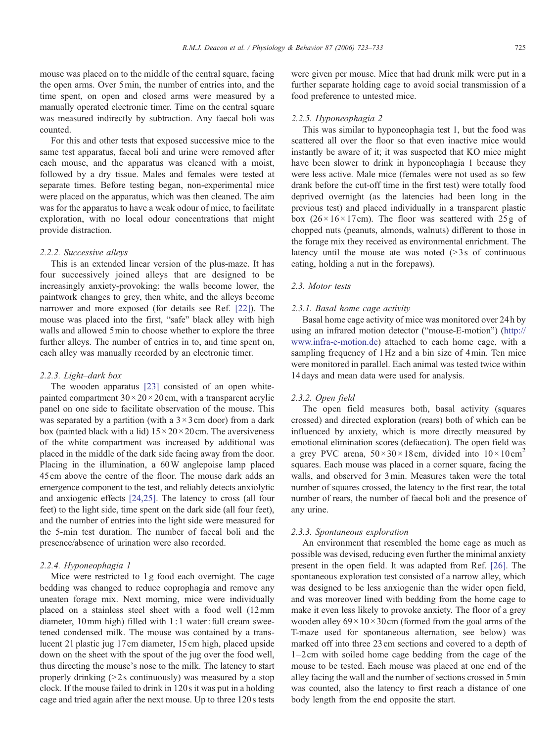mouse was placed on to the middle of the central square, facing the open arms. Over 5 min, the number of entries into, and the time spent, on open and closed arms were measured by a manually operated electronic timer. Time on the central square was measured indirectly by subtraction. Any faecal boli was counted.

For this and other tests that exposed successive mice to the same test apparatus, faecal boli and urine were removed after each mouse, and the apparatus was cleaned with a moist, followed by a dry tissue. Males and females were tested at separate times. Before testing began, non-experimental mice were placed on the apparatus, which was then cleaned. The aim was for the apparatus to have a weak odour of mice, to facilitate exploration, with no local odour concentrations that might provide distraction.

### 2.2.2. Successive alleys

This is an extended linear version of the plus-maze. It has four successively joined alleys that are designed to be increasingly anxiety-provoking: the walls become lower, the paintwork changes to grey, then white, and the alleys become narrower and more exposed (for details see Ref. [22]). The mouse was placed into the first, "safe" black alley with high walls and allowed 5 min to choose whether to explore the three further alleys. The number of entries in to, and time spent on, each alley was manually recorded by an electronic timer.

### 2.2.3. Light–dark box

The wooden apparatus [23] consisted of an open white-painted compartment $30 \times 20 \times 20$ cm, with a transparent acrylic panel on one side to facilitate observation of the mouse. This was separated by a partition (with a $3 \times 3$ cm door) from a dark box (painted black with a lid) $15 \times 20 \times 20$ cm. The aversiveness of the white compartment was increased by additional was placed in the middle of the dark side facing away from the door. Placing in the illumination, a 60 W anglepoise lamp placed 45 cm above the centre of the floor. The mouse dark adds an emergence component to the test, and reliably detects anxiolytic and anxiogenic effects [24,25]. The latency to cross (all four feet) to the light side, time spent on the dark side (all four feet), and the number of entries into the light side were measured for the 5-min test duration. The number of faecal boli and the presence/absence of urination were also recorded.

### 2.2.4. Hyponeophagia 1

Mice were restricted to 1 g food each overnight. The cage bedding was changed to reduce coprophagia and remove any uneaten forage mix. Next morning, mice were individually placed on a stainless steel sheet with a food well (12 mm diameter, 10 mm high) filled with 1 : 1 water : full cream sweetened condensed milk. The mouse was contained by a translucent 2 l plastic jug 17 cm diameter, 15 cm high, placed upside down on the sheet with the spout of the jug over the food well, thus directing the mouse's nose to the milk. The latency to start properly drinking (>2 s continuously) was measured by a stop clock. If the mouse failed to drink in 120 s it was put in a holding cage and tried again after the next mouse. Up to three 120 s tests were given per mouse. Mice that had drunk milk were put in a further separate holding cage to avoid social transmission of a food preference to untested mice.

### 2.2.5. Hyponeophagia 2

This was similar to hyponeophagia test 1, but the food was scattered all over the floor so that even inactive mice would instantly be aware of it; it was suspected that KO mice might have been slower to drink in hyponeophagia 1 because they were less active. Male mice (females were not used as so few drank before the cut-off time in the first test) were totally food deprived overnight (as the latencies had been long in the previous test) and placed individually in a transparent plastic box ($26 \times 16 \times 17$ cm). The floor was scattered with 25 g of chopped nuts (peanuts, almonds, walnuts) different to those in the forage mix they received as environmental enrichment. The latency until the mouse ate was noted (>3 s of continuous eating, holding a nut in the forepaws).

## 2.3. Motor tests

### 2.3.1. Basal home cage activity

Basal home cage activity of mice was monitored over 24 h by using an infrared motion detector ("mouse-E-motion") (http://www.infra-e-motion.de) attached to each home cage, with a sampling frequency of 1 Hz and a bin size of 4 min. Ten mice were monitored in parallel. Each animal was tested twice within 14 days and mean data were used for analysis.

### 2.3.2. Open field

The open field measures both, basal activity (squares crossed) and directed exploration (rears) both of which can be influenced by anxiety, which is more directly measured by emotional elimination scores (defaecation). The open field was a grey PVC arena, $50 \times 30 \times 18$ cm, divided into $10 \times 10\,\text{cm}^2$ squares. Each mouse was placed in a corner square, facing the walls, and observed for 3 min. Measures taken were the total number of squares crossed, the latency to the first rear, the total number of rears, the number of faecal boli and the presence of any urine.

### 2.3.3. Spontaneous exploration

An environment that resembled the home cage as much as possible was devised, reducing even further the minimal anxiety present in the open field. It was adapted from Ref. [26]. The spontaneous exploration test consisted of a narrow alley, which was designed to be less anxiogenic than the wider open field, and was moreover lined with bedding from the home cage to make it even less likely to provoke anxiety. The floor of a grey wooden alley $69 \times 10 \times 30$ cm (formed from the goal arms of the T-maze used for spontaneous alternation, see below) was marked off into three 23 cm sections and covered to a depth of 1–2 cm with soiled home cage bedding from the cage of the mouse to be tested. Each mouse was placed at one end of the alley facing the wall and the number of sections crossed in 5 min was counted, also the latency to first reach a distance of one body length from the end opposite the start.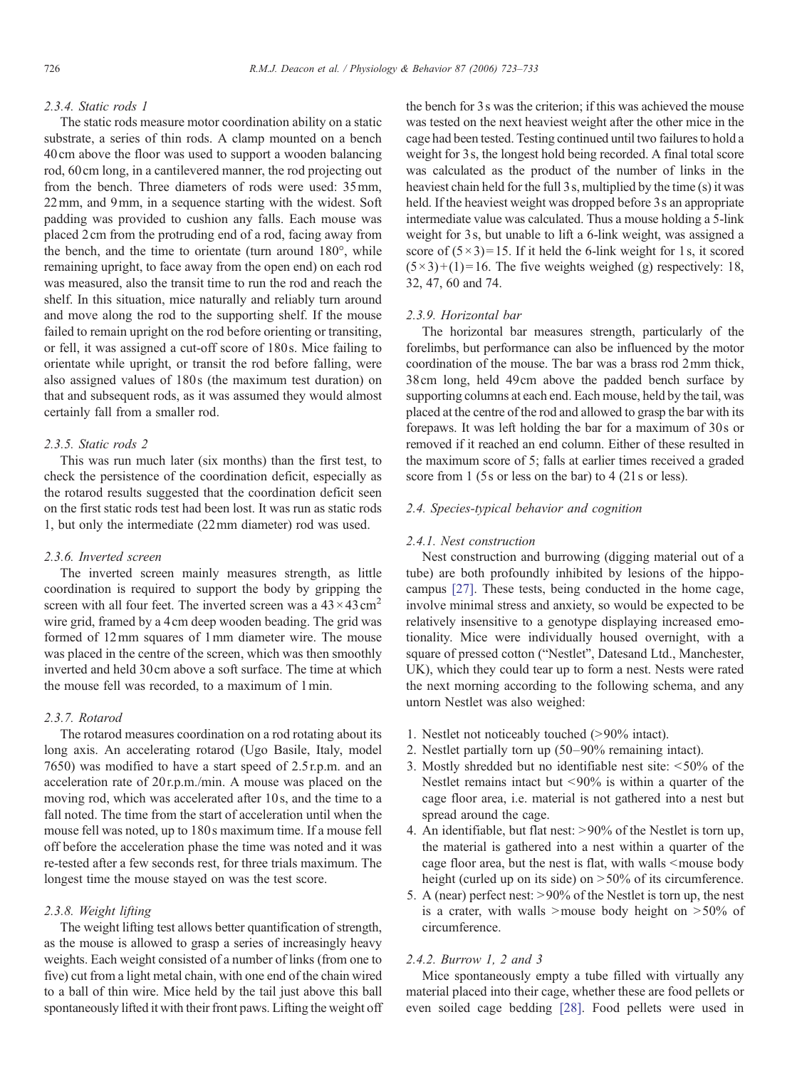#### 2.3.4. Static rods 1

The static rods measure motor coordination ability on a static substrate, a series of thin rods. A clamp mounted on a bench 40 cm above the floor was used to support a wooden balancing rod, 60 cm long, in a cantilevered manner, the rod projecting out from the bench. Three diameters of rods were used: 35 mm, 22 mm, and 9 mm, in a sequence starting with the widest. Soft padding was provided to cushion any falls. Each mouse was placed 2 cm from the protruding end of a rod, facing away from the bench, and the time to orientate (turn around 180°, while remaining upright, to face away from the open end) on each rod was measured, also the transit time to run the rod and reach the shelf. In this situation, mice naturally and reliably turn around and move along the rod to the supporting shelf. If the mouse failed to remain upright on the rod before orienting or transiting, or fell, it was assigned a cut-off score of 180 s. Mice failing to orientate while upright, or transit the rod before falling, were also assigned values of 180 s (the maximum test duration) on that and subsequent rods, as it was assumed they would almost certainly fall from a smaller rod.

#### 2.3.5. Static rods 2

This was run much later (six months) than the first test, to check the persistence of the coordination deficit, especially as the rotarod results suggested that the coordination deficit seen on the first static rods test had been lost. It was run as static rods 1, but only the intermediate (22 mm diameter) rod was used.

#### 2.3.6. Inverted screen

The inverted screen mainly measures strength, as little coordination is required to support the body by gripping the screen with all four feet. The inverted screen was a $43 \times 43\,\text{cm}^2$ wire grid, framed by a 4 cm deep wooden beading. The grid was formed of 12 mm squares of 1 mm diameter wire. The mouse was placed in the centre of the screen, which was then smoothly inverted and held 30 cm above a soft surface. The time at which the mouse fell was recorded, to a maximum of 1 min.

#### 2.3.7. Rotarod

The rotarod measures coordination on a rod rotating about its long axis. An accelerating rotarod (Ugo Basile, Italy, model 7650) was modified to have a start speed of 2.5 r.p.m. and an acceleration rate of 20 r.p.m./min. A mouse was placed on the moving rod, which was accelerated after 10 s, and the time to a fall noted. The time from the start of acceleration until when the mouse fell was noted, up to 180 s maximum time. If a mouse fell off before the acceleration phase the time was noted and it was re-tested after a few seconds rest, for three trials maximum. The longest time the mouse stayed on was the test score.

#### 2.3.8. Weight lifting

The weight lifting test allows better quantification of strength, as the mouse is allowed to grasp a series of increasingly heavy weights. Each weight consisted of a number of links (from one to five) cut from a light metal chain, with one end of the chain wired to a ball of thin wire. Mice held by the tail just above this ball spontaneously lifted it with their front paws. Lifting the weight off the bench for 3 s was the criterion; if this was achieved the mouse was tested on the next heaviest weight after the other mice in the cage had been tested. Testing continued until two failures to hold a weight for 3 s, the longest hold being recorded. A final total score was calculated as the product of the number of links in the heaviest chain held for the full 3 s, multiplied by the time (s) it was held. If the heaviest weight was dropped before 3 s an appropriate intermediate value was calculated. Thus a mouse holding a 5-link weight for 3 s, but unable to lift a 6-link weight, was assigned a score of $(5 \times 3) = 15$. If it held the 6-link weight for 1 s, it scored $(5 \times 3) + (1) = 16$. The five weights weighed (g) respectively: 18, 32, 47, 60 and 74.

#### 2.3.9. Horizontal bar

The horizontal bar measures strength, particularly of the forelimbs, but performance can also be influenced by the motor coordination of the mouse. The bar was a brass rod 2 mm thick, 38 cm long, held 49 cm above the padded bench surface by supporting columns at each end. Each mouse, held by the tail, was placed at the centre of the rod and allowed to grasp the bar with its forepaws. It was left holding the bar for a maximum of 30 s or removed if it reached an end column. Either of these resulted in the maximum score of 5; falls at earlier times received a graded score from 1 (5 s or less on the bar) to 4 (21 s or less).

### 2.4. Species-typical behavior and cognition

#### 2.4.1. Nest construction

Nest construction and burrowing (digging material out of a tube) are both profoundly inhibited by lesions of the hippocampus [27]. These tests, being conducted in the home cage, involve minimal stress and anxiety, so would be expected to be relatively insensitive to a genotype displaying increased emotionality. Mice were individually housed overnight, with a square of pressed cotton ("Nestlet", Datesand Ltd., Manchester, UK), which they could tear up to form a nest. Nests were rated the next morning according to the following schema, and any untorn Nestlet was also weighed:

1. Nestlet not noticeably touched (>90% intact).
2. Nestlet partially torn up (50–90% remaining intact).
3. Mostly shredded but no identifiable nest site: <50% of the Nestlet remains intact but <90% is within a quarter of the cage floor area, i.e. material is not gathered into a nest but spread around the cage.
4. An identifiable, but flat nest: >90% of the Nestlet is torn up, the material is gathered into a nest within a quarter of the cage floor area, but the nest is flat, with walls <mouse body height (curled up on its side) on >50% of its circumference.
5. A (near) perfect nest: >90% of the Nestlet is torn up, the nest is a crater, with walls >mouse body height on >50% of circumference.

#### 2.4.2. Burrow 1, 2 and 3

Mice spontaneously empty a tube filled with virtually any material placed into their cage, whether these are food pellets or even soiled cage bedding [28]. Food pellets were used in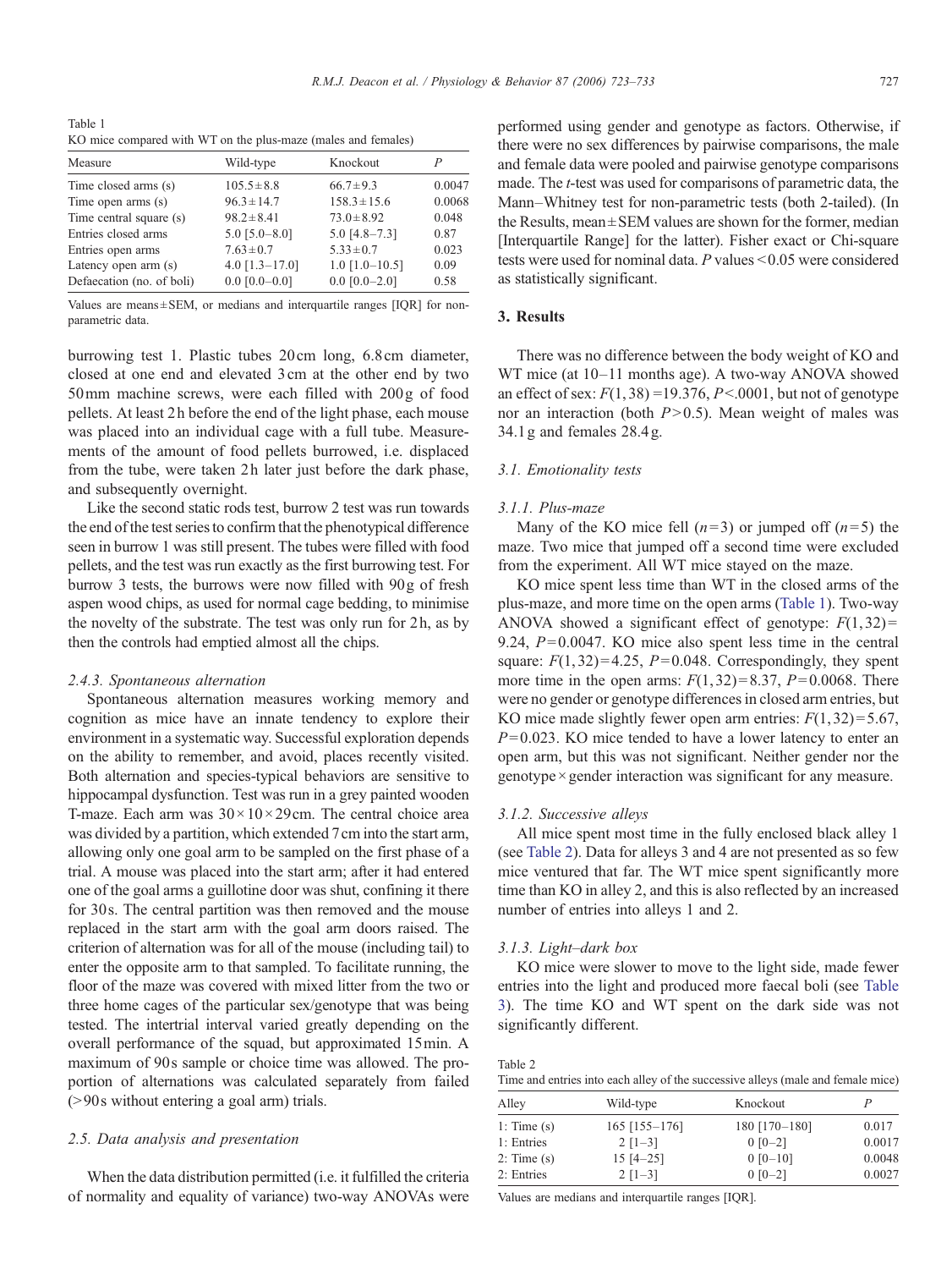Table 1
KO mice compared with WT on the plus-maze (males and females)

| Measure | Wild-type | Knockout | P |
|---|---|---|---|
| Time closed arms (s) | 105.5 ± 8.8 | 66.7 ± 9.3 | 0.0047 |
| Time open arms (s) | 96.3 ± 14.7 | 158.3 ± 15.6 | 0.0068 |
| Time central square (s) | 98.2 ± 8.41 | 73.0 ± 8.92 | 0.048 |
| Entries closed arms | 5.0 [5.0–8.0] | 5.0 [4.8–7.3] | 0.87 |
| Entries open arms | 7.63 ± 0.7 | 5.33 ± 0.7 | 0.023 |
| Latency open arm (s) | 4.0 [1.3–17.0] | 1.0 [1.0–10.5] | 0.09 |
| Defaecation (no. of boli) | 0.0 [0.0–0.0] | 0.0 [0.0–2.0] | 0.58 |

Values are means ± SEM, or medians and interquartile ranges [IQR] for non-parametric data.

burrowing test 1. Plastic tubes 20 cm long, 6.8 cm diameter, closed at one end and elevated 3 cm at the other end by two 50 mm machine screws, were each filled with 200 g of food pellets. At least 2 h before the end of the light phase, each mouse was placed into an individual cage with a full tube. Measurements of the amount of food pellets burrowed, i.e. displaced from the tube, were taken 2 h later just before the dark phase, and subsequently overnight.

Like the second static rods test, burrow 2 test was run towards the end of the test series to confirm that the phenotypical difference seen in burrow 1 was still present. The tubes were filled with food pellets, and the test was run exactly as the first burrowing test. For burrow 3 tests, the burrows were now filled with 90 g of fresh aspen wood chips, as used for normal cage bedding, to minimise the novelty of the substrate. The test was only run for 2 h, as by then the controls had emptied almost all the chips.

#### 2.4.3. Spontaneous alternation

Spontaneous alternation measures working memory and cognition as mice have an innate tendency to explore their environment in a systematic way. Successful exploration depends on the ability to remember, and avoid, places recently visited. Both alternation and species-typical behaviors are sensitive to hippocampal dysfunction. Test was run in a grey painted wooden T-maze. Each arm was 30 × 10 × 29 cm. The central choice area was divided by a partition, which extended 7 cm into the start arm, allowing only one goal arm to be sampled on the first phase of a trial. A mouse was placed into the start arm; after it had entered one of the goal arms a guillotine door was shut, confining it there for 30 s. The central partition was then removed and the mouse replaced in the start arm with the goal arm doors raised. The criterion of alternation was for all of the mouse (including tail) to enter the opposite arm to that sampled. To facilitate running, the floor of the maze was covered with mixed litter from the two or three home cages of the particular sex/genotype that was being tested. The intertrial interval varied greatly depending on the overall performance of the squad, but approximated 15 min. A maximum of 90 s sample or choice time was allowed. The proportion of alternations was calculated separately from failed (> 90 s without entering a goal arm) trials.

### 2.5. Data analysis and presentation

When the data distribution permitted (i.e. it fulfilled the criteria of normality and equality of variance) two-way ANOVAs were performed using gender and genotype as factors. Otherwise, if there were no sex differences by pairwise comparisons, the male and female data were pooled and pairwise genotype comparisons made. The *t*-test was used for comparisons of parametric data, the Mann–Whitney test for non-parametric tests (both 2-tailed). (In the Results, mean ± SEM values are shown for the former, median [Interquartile Range] for the latter). Fisher exact or Chi-square tests were used for nominal data. $P$ values < 0.05 were considered as statistically significant.

## 3. Results

There was no difference between the body weight of KO and WT mice (at 10–11 months age). A two-way ANOVA showed an effect of sex: $F(1,38) = 19.376$, $P < .0001$, but not of genotype nor an interaction (both $P > 0.5$). Mean weight of males was 34.1 g and females 28.4 g.

### 3.1. Emotionality tests

#### 3.1.1. Plus-maze

Many of the KO mice fell ($n = 3$) or jumped off ($n = 5$) the maze. Two mice that jumped off a second time were excluded from the experiment. All WT mice stayed on the maze.

KO mice spent less time than WT in the closed arms of the plus-maze, and more time on the open arms (Table 1). Two-way ANOVA showed a significant effect of genotype: $F(1,32) = 9.24$, $P = 0.0047$. KO mice also spent less time in the central square: $F(1,32) = 4.25$, $P = 0.048$. Correspondingly, they spent more time in the open arms: $F(1,32) = 8.37$, $P = 0.0068$. There were no gender or genotype differences in closed arm entries, but KO mice made slightly fewer open arm entries: $F(1,32) = 5.67$, $P = 0.023$. KO mice tended to have a lower latency to enter an open arm, but this was not significant. Neither gender nor the genotype × gender interaction was significant for any measure.

#### 3.1.2. Successive alleys

All mice spent most time in the fully enclosed black alley 1 (see Table 2). Data for alleys 3 and 4 are not presented as so few mice ventured that far. The WT mice spent significantly more time than KO in alley 2, and this is also reflected by an increased number of entries into alleys 1 and 2.

#### 3.1.3. Light–dark box

KO mice were slower to move to the light side, made fewer entries into the light and produced more faecal boli (see Table 3). The time KO and WT spent on the dark side was not significantly different.

Table 2
Time and entries into each alley of the successive alleys (male and female mice)

| Alley | Wild-type | Knockout | P |
|---|---|---|---|
| 1: Time (s) | 165 [155–176] | 180 [170–180] | 0.017 |
| 1: Entries | 2 [1–3] | 0 [0–2] | 0.0017 |
| 2: Time (s) | 15 [4–25] | 0 [0–10] | 0.0048 |
| 2: Entries | 2 [1–3] | 0 [0–2] | 0.0027 |

Values are medians and interquartile ranges [IQR].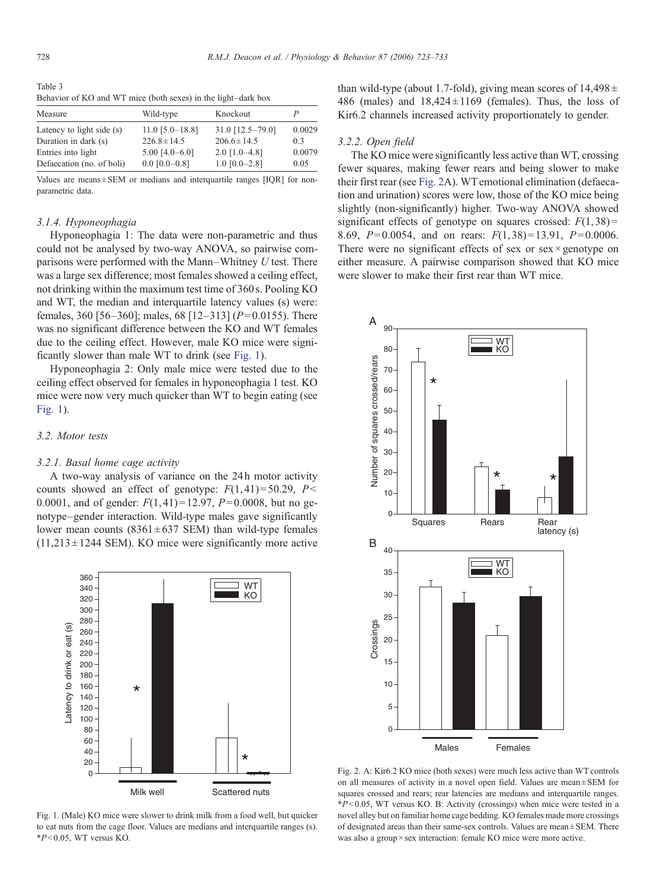Table 3
Behavior of KO and WT mice (both sexes) in the light–dark box

| Measure | Wild-type | Knockout | P |
|---|---|---|---|
| Latency to light side (s) | 11.0 [5.0–18.8] | 31.0 [12.5–79.0] | 0.0029 |
| Duration in dark (s) | 226.8±14.5 | 206.6±14.5 | 0.3 |
| Entries into light | 5.00 [4.0–6.0] | 2.0 [1.0–4.8] | 0.0079 |
| Defaecation (no. of boli) | 0.0 [0.0–0.8] | 1.0 [0.0–2.8] | 0.05 |

Values are means±SEM or medians and interquartile ranges [IQR] for non-parametric data.

### 3.1.4. Hyponeophagia

Hyponeophagia 1: The data were non-parametric and thus could not be analysed by two-way ANOVA, so pairwise comparisons were performed with the Mann–Whitney *U* test. There was a large sex difference; most females showed a ceiling effect, not drinking within the maximum test time of 360 s. Pooling KO and WT, the median and interquartile latency values (s) were: females, 360 [56–360]; males, 68 [12–313] ($P=0.0155$). There was no significant difference between the KO and WT females due to the ceiling effect. However, male KO mice were significantly slower than male WT to drink (see Fig. 1).

Hyponeophagia 2: Only male mice were tested due to the ceiling effect observed for females in hyponeophagia 1 test. KO mice were now very much quicker than WT to begin eating (see Fig. 1).

## 3.2. Motor tests

### 3.2.1. Basal home cage activity

A two-way analysis of variance on the 24 h motor activity counts showed an effect of genotype: $F(1,41)=50.29$, $P<0.0001$, and of gender: $F(1,41)=12.97$, $P=0.0008$, but no genotype–gender interaction. Wild-type males gave significantly lower mean counts (8361±637 SEM) than wild-type females (11,213±1244 SEM). KO mice were significantly more active than wild-type (about 1.7-fold), giving mean scores of 14,498±486 (males) and 18,424±1169 (females). Thus, the loss of Kir6.2 channels increased activity proportionately to gender.

Fig. 1. (Male) KO mice were slower to drink milk from a food well, but quicker to eat nuts from the cage floor. Values are medians and interquartile ranges (s). *$P<0.05$, WT versus KO.

### 3.2.2. Open field

The KO mice were significantly less active than WT, crossing fewer squares, making fewer rears and being slower to make their first rear (see Fig. 2A). WT emotional elimination (defaecation and urination) scores were low, those of the KO mice being slightly (non-significantly) higher. Two-way ANOVA showed significant effects of genotype on squares crossed: $F(1,38)=8.69$, $P=0.0054$, and on rears: $F(1,38)=13.91$, $P=0.0006$. There were no significant effects of sex or sex×genotype on either measure. A pairwise comparison showed that KO mice were slower to make their first rear than WT mice.

Fig. 2. A: Kir6.2 KO mice (both sexes) were much less active than WT controls on all measures of activity in a novel open field. Values are mean±SEM for squares crossed and rears; rear latencies are medians and interquartile ranges. *$P<0.05$, WT versus KO. B: Activity (crossings) when mice were tested in a novel alley but on familiar home cage bedding. KO females made more crossings of designated areas than their same-sex controls. Values are mean±SEM. There was also a group×sex interaction: female KO mice were more active.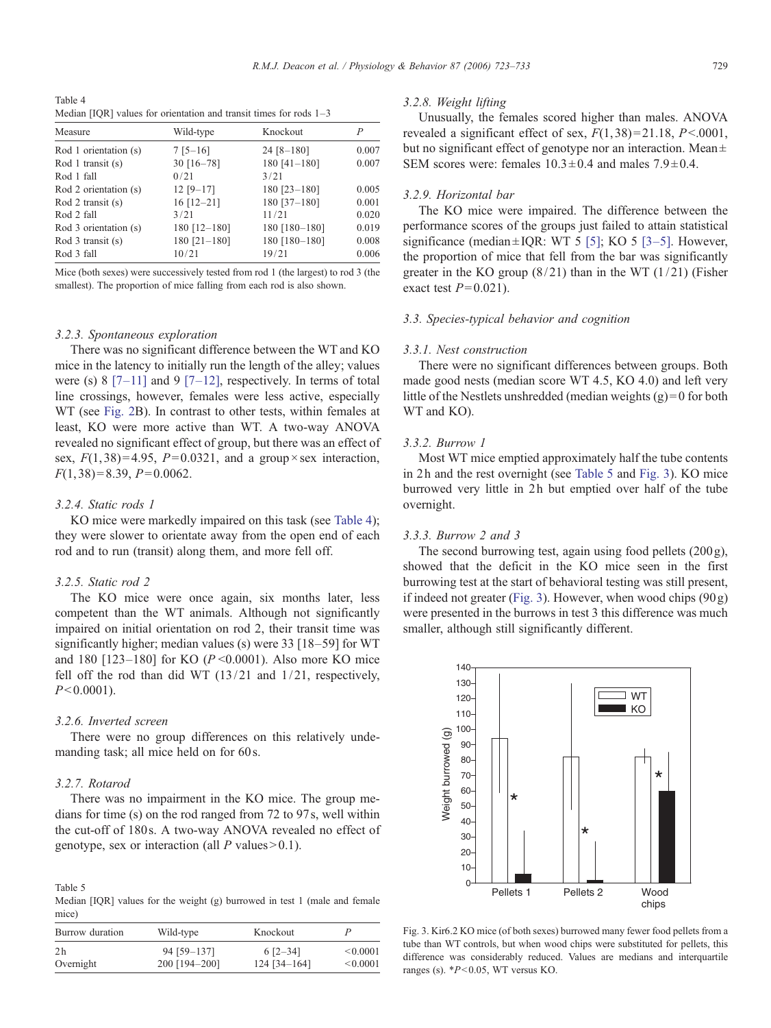Table 4
Median [IQR] values for orientation and transit times for rods 1–3

| Measure | Wild-type | Knockout | P |
|---|---|---|---|
| Rod 1 orientation (s) | 7 [5–16] | 24 [8–180] | 0.007 |
| Rod 1 transit (s) | 30 [16–78] | 180 [41–180] | 0.007 |
| Rod 1 fall | 0/21 | 3/21 | |
| Rod 2 orientation (s) | 12 [9–17] | 180 [23–180] | 0.005 |
| Rod 2 transit (s) | 16 [12–21] | 180 [37–180] | 0.001 |
| Rod 2 fall | 3/21 | 11/21 | 0.020 |
| Rod 3 orientation (s) | 180 [12–180] | 180 [180–180] | 0.019 |
| Rod 3 transit (s) | 180 [21–180] | 180 [180–180] | 0.008 |
| Rod 3 fall | 10/21 | 19/21 | 0.006 |

Mice (both sexes) were successively tested from rod 1 (the largest) to rod 3 (the smallest). The proportion of mice falling from each rod is also shown.

#### 3.2.3. Spontaneous exploration

There was no significant difference between the WT and KO mice in the latency to initially run the length of the alley; values were (s) 8 [7–11] and 9 [7–12], respectively. In terms of total line crossings, however, females were less active, especially WT (see Fig. 2B). In contrast to other tests, within females at least, KO were more active than WT. A two-way ANOVA revealed no significant effect of group, but there was an effect of sex, $F(1,38)=4.95$, $P=0.0321$, and a group × sex interaction, $F(1,38)=8.39$, $P=0.0062$.

#### 3.2.4. Static rods 1

KO mice were markedly impaired on this task (see Table 4); they were slower to orientate away from the open end of each rod and to run (transit) along them, and more fell off.

#### 3.2.5. Static rod 2

The KO mice were once again, six months later, less competent than the WT animals. Although not significantly impaired on initial orientation on rod 2, their transit time was significantly higher; median values (s) were 33 [18–59] for WT and 180 [123–180] for KO ($P<0.0001$). Also more KO mice fell off the rod than did WT (13/21 and 1/21, respectively, $P<0.0001$).

#### 3.2.6. Inverted screen

There were no group differences on this relatively undemanding task; all mice held on for 60 s.

#### 3.2.7. Rotarod

There was no impairment in the KO mice. The group medians for time (s) on the rod ranged from 72 to 97 s, well within the cut-off of 180 s. A two-way ANOVA revealed no effect of genotype, sex or interaction (all $P$ values > 0.1).

Table 5
Median [IQR] values for the weight (g) burrowed in test 1 (male and female mice)

| Burrow duration | Wild-type | Knockout | P |
|---|---|---|---|
| 2 h | 94 [59–137] | 6 [2–34] | <0.0001 |
| Overnight | 200 [194–200] | 124 [34–164] | <0.0001 |

#### 3.2.8. Weight lifting

Unusually, the females scored higher than males. ANOVA revealed a significant effect of sex, $F(1,38)=21.18$, $P<.0001$, but no significant effect of genotype nor an interaction. Mean ± SEM scores were: females 10.3 ± 0.4 and males 7.9 ± 0.4.

#### 3.2.9. Horizontal bar

The KO mice were impaired. The difference between the performance scores of the groups just failed to attain statistical significance (median ± IQR: WT 5 [5]; KO 5 [3–5]. However, the proportion of mice that fell from the bar was significantly greater in the KO group (8/21) than in the WT (1/21) (Fisher exact test $P=0.021$).

### 3.3. Species-typical behavior and cognition

#### 3.3.1. Nest construction

There were no significant differences between groups. Both made good nests (median score WT 4.5, KO 4.0) and left very little of the Nestlets unshredded (median weights (g) = 0 for both WT and KO).

#### 3.3.2. Burrow 1

Most WT mice emptied approximately half the tube contents in 2 h and the rest overnight (see Table 5 and Fig. 3). KO mice burrowed very little in 2 h but emptied over half of the tube overnight.

#### 3.3.3. Burrow 2 and 3

The second burrowing test, again using food pellets (200 g), showed that the deficit in the KO mice seen in the first burrowing test at the start of behavioral testing was still present, if indeed not greater (Fig. 3). However, when wood chips (90 g) were presented in the burrows in test 3 this difference was much smaller, although still significantly different.

Fig. 3. Kir6.2 KO mice (of both sexes) burrowed many fewer food pellets from a tube than WT controls, but when wood chips were substituted for pellets, this difference was considerably reduced. Values are medians and interquartile ranges (s). *$P<0.05$, WT versus KO.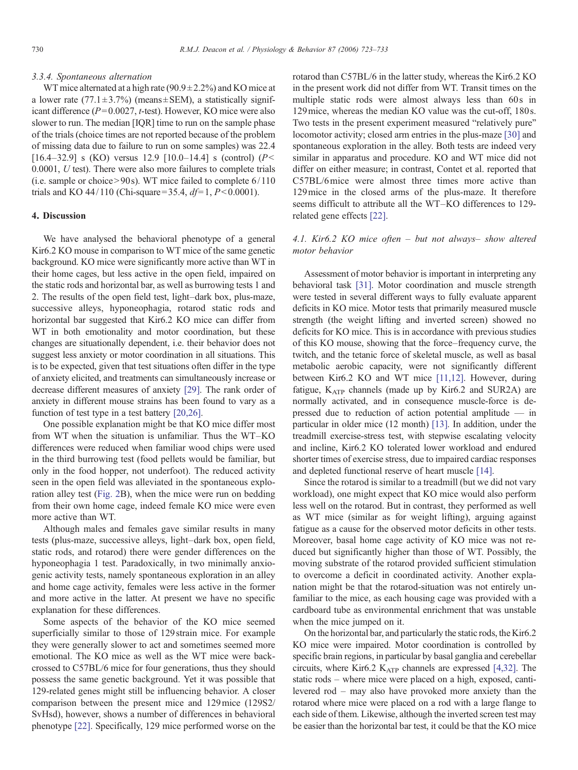### 3.3.4. Spontaneous alternation

WT mice alternated at a high rate (90.9 ± 2.2%) and KO mice at a lower rate (77.1 ± 3.7%) (means ± SEM), a statistically significant difference ($P = 0.0027$, $t$-test). However, KO mice were also slower to run. The median [IQR] time to run on the sample phase of the trials (choice times are not reported because of the problem of missing data due to failure to run on some samples) was 22.4 [16.4–32.9] s (KO) versus 12.9 [10.0–14.4] s (control) ($P < 0.0001$, $U$ test). There were also more failures to complete trials (i.e. sample or choice > 90 s). WT mice failed to complete 6/110 trials and KO 44/110 (Chi-square = 35.4, $df = 1$, $P < 0.0001$).

## 4. Discussion

We have analysed the behavioral phenotype of a general Kir6.2 KO mouse in comparison to WT mice of the same genetic background. KO mice were significantly more active than WT in their home cages, but less active in the open field, impaired on the static rods and horizontal bar, as well as burrowing tests 1 and 2. The results of the open field test, light–dark box, plus-maze, successive alleys, hyponeophagia, rotarod static rods and horizontal bar suggested that Kir6.2 KO mice can differ from WT in both emotionality and motor coordination, but these changes are situationally dependent, i.e. their behavior does not suggest less anxiety or motor coordination in all situations. This is to be expected, given that test situations often differ in the type of anxiety elicited, and treatments can simultaneously increase or decrease different measures of anxiety [29]. The rank order of anxiety in different mouse strains has been found to vary as a function of test type in a test battery [20,26].

One possible explanation might be that KO mice differ most from WT when the situation is unfamiliar. Thus the WT–KO differences were reduced when familiar wood chips were used in the third burrowing test (food pellets would be familiar, but only in the food hopper, not underfoot). The reduced activity seen in the open field was alleviated in the spontaneous exploration alley test (Fig. 2B), when the mice were run on bedding from their own home cage, indeed female KO mice were even more active than WT.

Although males and females gave similar results in many tests (plus-maze, successive alleys, light–dark box, open field, static rods, and rotarod) there were gender differences on the hyponeophagia 1 test. Paradoxically, in two minimally anxiogenic activity tests, namely spontaneous exploration in an alley and home cage activity, females were less active in the former and more active in the latter. At present we have no specific explanation for these differences.

Some aspects of the behavior of the KO mice seemed superficially similar to those of 129 strain mice. For example they were generally slower to act and sometimes seemed more emotional. The KO mice as well as the WT mice were backcrossed to C57BL/6 mice for four generations, thus they should possess the same genetic background. Yet it was possible that 129-related genes might still be influencing behavior. A closer comparison between the present mice and 129 mice (129S2/SvHsd), however, shows a number of differences in behavioral phenotype [22]. Specifically, 129 mice performed worse on the rotarod than C57BL/6 in the latter study, whereas the Kir6.2 KO in the present work did not differ from WT. Transit times on the multiple static rods were almost always less than 60 s in 129 mice, whereas the median KO value was the cut-off, 180 s. Two tests in the present experiment measured "relatively pure" locomotor activity; closed arm entries in the plus-maze [30] and spontaneous exploration in the alley. Both tests are indeed very similar in apparatus and procedure. KO and WT mice did not differ on either measure; in contrast, Contet et al. reported that C57BL/6 mice were almost three times more active than 129 mice in the closed arms of the plus-maze. It therefore seems difficult to attribute all the WT–KO differences to 129-related gene effects [22].

### 4.1. Kir6.2 KO mice often – but not always– show altered motor behavior

Assessment of motor behavior is important in interpreting any behavioral task [31]. Motor coordination and muscle strength were tested in several different ways to fully evaluate apparent deficits in KO mice. Motor tests that primarily measured muscle strength (the weight lifting and inverted screen) showed no deficits for KO mice. This is in accordance with previous studies of this KO mouse, showing that the force–frequency curve, the twitch, and the tetanic force of skeletal muscle, as well as basal metabolic aerobic capacity, were not significantly different between Kir6.2 KO and WT mice [11,12]. However, during fatigue, $K_{ATP}$ channels (made up by Kir6.2 and SUR2A) are normally activated, and in consequence muscle-force is depressed due to reduction of action potential amplitude — in particular in older mice (12 month) [13]. In addition, under the treadmill exercise-stress test, with stepwise escalating velocity and incline, Kir6.2 KO tolerated lower workload and endured shorter times of exercise stress, due to impaired cardiac responses and depleted functional reserve of heart muscle [14].

Since the rotarod is similar to a treadmill (but we did not vary workload), one might expect that KO mice would also perform less well on the rotarod. But in contrast, they performed as well as WT mice (similar as for weight lifting), arguing against fatigue as a cause for the observed motor deficits in other tests. Moreover, basal home cage activity of KO mice was not reduced but significantly higher than those of WT. Possibly, the moving substrate of the rotarod provided sufficient stimulation to overcome a deficit in coordinated activity. Another explanation might be that the rotarod-situation was not entirely unfamiliar to the mice, as each housing cage was provided with a cardboard tube as environmental enrichment that was unstable when the mice jumped on it.

On the horizontal bar, and particularly the static rods, the Kir6.2 KO mice were impaired. Motor coordination is controlled by specific brain regions, in particular by basal ganglia and cerebellar circuits, where Kir6.2 $K_{ATP}$ channels are expressed [4,32]. The static rods – where mice were placed on a high, exposed, cantilevered rod – may also have provoked more anxiety than the rotarod where mice were placed on a rod with a large flange to each side of them. Likewise, although the inverted screen test may be easier than the horizontal bar test, it could be that the KO mice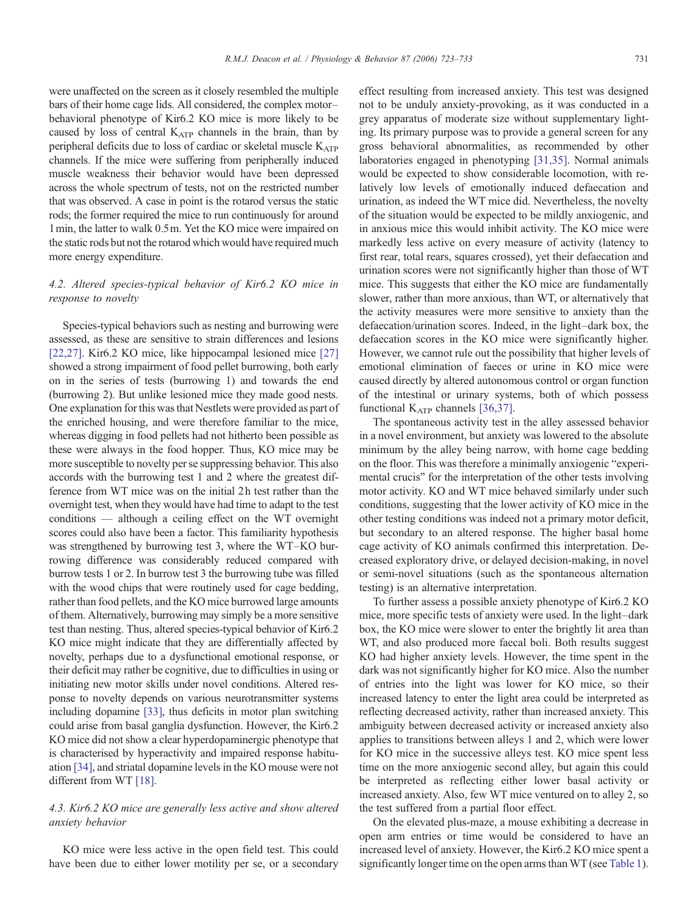were unaffected on the screen as it closely resembled the multiple bars of their home cage lids. All considered, the complex motor–behavioral phenotype of Kir6.2 KO mice is more likely to be caused by loss of central $K_{ATP}$ channels in the brain, than by peripheral deficits due to loss of cardiac or skeletal muscle $K_{ATP}$ channels. If the mice were suffering from peripherally induced muscle weakness their behavior would have been depressed across the whole spectrum of tests, not on the restricted number that was observed. A case in point is the rotarod versus the static rods; the former required the mice to run continuously for around 1 min, the latter to walk 0.5 m. Yet the KO mice were impaired on the static rods but not the rotarod which would have required much more energy expenditure.

### 4.2. Altered species-typical behavior of Kir6.2 KO mice in response to novelty

Species-typical behaviors such as nesting and burrowing were assessed, as these are sensitive to strain differences and lesions [22,27]. Kir6.2 KO mice, like hippocampal lesioned mice [27] showed a strong impairment of food pellet burrowing, both early on in the series of tests (burrowing 1) and towards the end (burrowing 2). But unlike lesioned mice they made good nests. One explanation for this was that Nestlets were provided as part of the enriched housing, and were therefore familiar to the mice, whereas digging in food pellets had not hitherto been possible as these were always in the food hopper. Thus, KO mice may be more susceptible to novelty per se suppressing behavior. This also accords with the burrowing test 1 and 2 where the greatest difference from WT mice was on the initial 2 h test rather than the overnight test, when they would have had time to adapt to the test conditions — although a ceiling effect on the WT overnight scores could also have been a factor. This familiarity hypothesis was strengthened by burrowing test 3, where the WT–KO burrowing difference was considerably reduced compared with burrow tests 1 or 2. In burrow test 3 the burrowing tube was filled with the wood chips that were routinely used for cage bedding, rather than food pellets, and the KO mice burrowed large amounts of them. Alternatively, burrowing may simply be a more sensitive test than nesting. Thus, altered species-typical behavior of Kir6.2 KO mice might indicate that they are differentially affected by novelty, perhaps due to a dysfunctional emotional response, or their deficit may rather be cognitive, due to difficulties in using or initiating new motor skills under novel conditions. Altered response to novelty depends on various neurotransmitter systems including dopamine [33], thus deficits in motor plan switching could arise from basal ganglia dysfunction. However, the Kir6.2 KO mice did not show a clear hyperdopaminergic phenotype that is characterised by hyperactivity and impaired response habituation [34], and striatal dopamine levels in the KO mouse were not different from WT [18].

### 4.3. Kir6.2 KO mice are generally less active and show altered anxiety behavior

KO mice were less active in the open field test. This could have been due to either lower motility per se, or a secondary effect resulting from increased anxiety. This test was designed not to be unduly anxiety-provoking, as it was conducted in a grey apparatus of moderate size without supplementary lighting. Its primary purpose was to provide a general screen for any gross behavioral abnormalities, as recommended by other laboratories engaged in phenotyping [31,35]. Normal animals would be expected to show considerable locomotion, with relatively low levels of emotionally induced defaecation and urination, as indeed the WT mice did. Nevertheless, the novelty of the situation would be expected to be mildly anxiogenic, and in anxious mice this would inhibit activity. The KO mice were markedly less active on every measure of activity (latency to first rear, total rears, squares crossed), yet their defaecation and urination scores were not significantly higher than those of WT mice. This suggests that either the KO mice are fundamentally slower, rather than more anxious, than WT, or alternatively that the activity measures were more sensitive to anxiety than the defaecation/urination scores. Indeed, in the light–dark box, the defaecation scores in the KO mice were significantly higher. However, we cannot rule out the possibility that higher levels of emotional elimination of faeces or urine in KO mice were caused directly by altered autonomous control or organ function of the intestinal or urinary systems, both of which possess functional $K_{ATP}$ channels [36,37].

The spontaneous activity test in the alley assessed behavior in a novel environment, but anxiety was lowered to the absolute minimum by the alley being narrow, with home cage bedding on the floor. This was therefore a minimally anxiogenic "experimental crucis" for the interpretation of the other tests involving motor activity. KO and WT mice behaved similarly under such conditions, suggesting that the lower activity of KO mice in the other testing conditions was indeed not a primary motor deficit, but secondary to an altered response. The higher basal home cage activity of KO animals confirmed this interpretation. Decreased exploratory drive, or delayed decision-making, in novel or semi-novel situations (such as the spontaneous alternation testing) is an alternative interpretation.

To further assess a possible anxiety phenotype of Kir6.2 KO mice, more specific tests of anxiety were used. In the light–dark box, the KO mice were slower to enter the brightly lit area than WT, and also produced more faecal boli. Both results suggest KO had higher anxiety levels. However, the time spent in the dark was not significantly higher for KO mice. Also the number of entries into the light was lower for KO mice, so their increased latency to enter the light area could be interpreted as reflecting decreased activity, rather than increased anxiety. This ambiguity between decreased activity or increased anxiety also applies to transitions between alleys 1 and 2, which were lower for KO mice in the successive alleys test. KO mice spent less time on the more anxiogenic second alley, but again this could be interpreted as reflecting either lower basal activity or increased anxiety. Also, few WT mice ventured on to alley 2, so the test suffered from a partial floor effect.

On the elevated plus-maze, a mouse exhibiting a decrease in open arm entries or time would be considered to have an increased level of anxiety. However, the Kir6.2 KO mice spent a significantly longer time on the open arms than WT (see Table 1).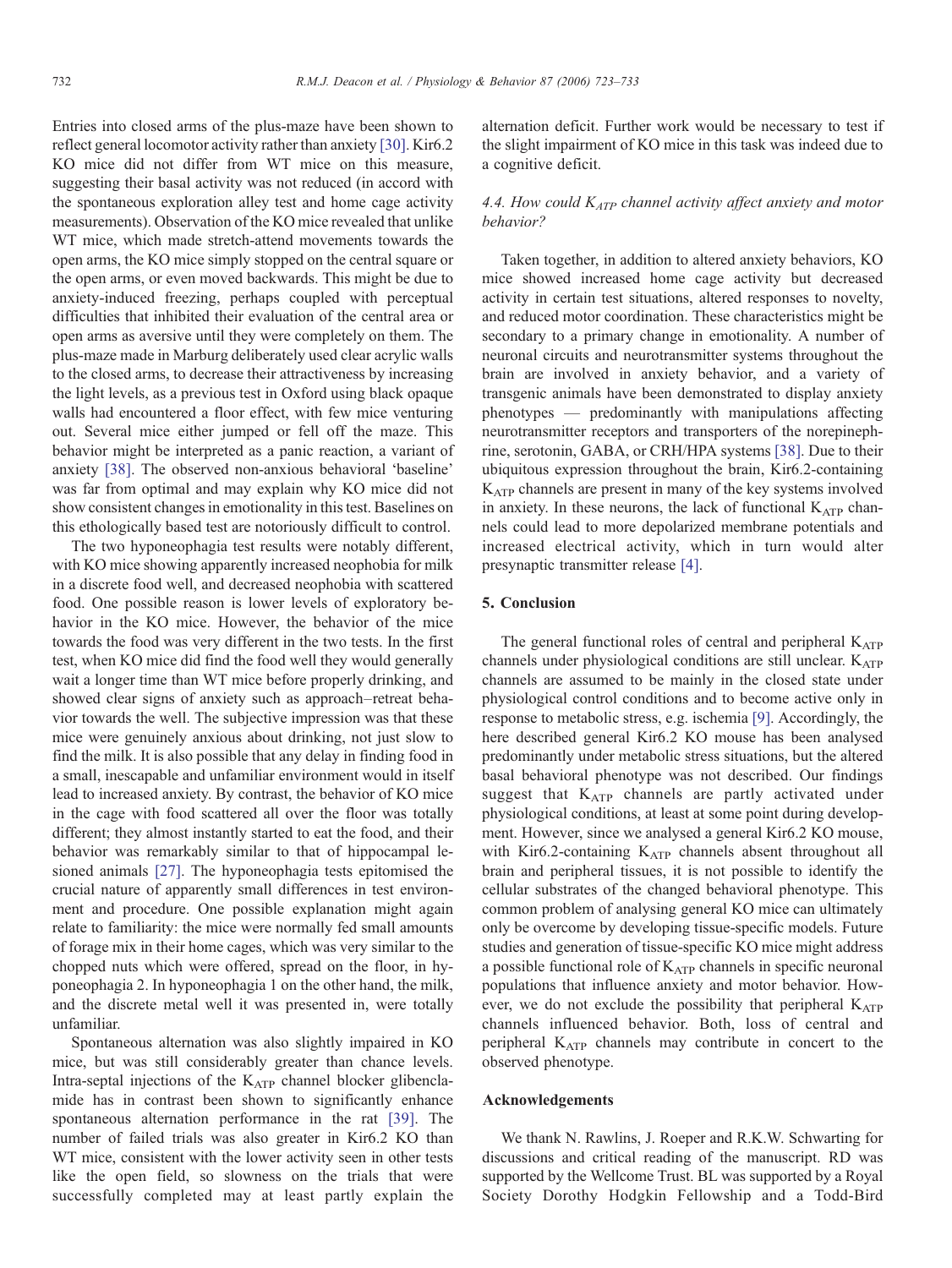Entries into closed arms of the plus-maze have been shown to reflect general locomotor activity rather than anxiety [30]. Kir6.2 KO mice did not differ from WT mice on this measure, suggesting their basal activity was not reduced (in accord with the spontaneous exploration alley test and home cage activity measurements). Observation of the KO mice revealed that unlike WT mice, which made stretch-attend movements towards the open arms, the KO mice simply stopped on the central square or the open arms, or even moved backwards. This might be due to anxiety-induced freezing, perhaps coupled with perceptual difficulties that inhibited their evaluation of the central area or open arms as aversive until they were completely on them. The plus-maze made in Marburg deliberately used clear acrylic walls to the closed arms, to decrease their attractiveness by increasing the light levels, as a previous test in Oxford using black opaque walls had encountered a floor effect, with few mice venturing out. Several mice either jumped or fell off the maze. This behavior might be interpreted as a panic reaction, a variant of anxiety [38]. The observed non-anxious behavioral 'baseline' was far from optimal and may explain why KO mice did not show consistent changes in emotionality in this test. Baselines on this ethologically based test are notoriously difficult to control.

The two hyponeophagia test results were notably different, with KO mice showing apparently increased neophobia for milk in a discrete food well, and decreased neophobia with scattered food. One possible reason is lower levels of exploratory behavior in the KO mice. However, the behavior of the mice towards the food was very different in the two tests. In the first test, when KO mice did find the food well they would generally wait a longer time than WT mice before properly drinking, and showed clear signs of anxiety such as approach–retreat behavior towards the well. The subjective impression was that these mice were genuinely anxious about drinking, not just slow to find the milk. It is also possible that any delay in finding food in a small, inescapable and unfamiliar environment would in itself lead to increased anxiety. By contrast, the behavior of KO mice in the cage with food scattered all over the floor was totally different; they almost instantly started to eat the food, and their behavior was remarkably similar to that of hippocampal lesioned animals [27]. The hyponeophagia tests epitomised the crucial nature of apparently small differences in test environment and procedure. One possible explanation might again relate to familiarity: the mice were normally fed small amounts of forage mix in their home cages, which was very similar to the chopped nuts which were offered, spread on the floor, in hyponeophagia 2. In hyponeophagia 1 on the other hand, the milk, and the discrete metal well it was presented in, were totally unfamiliar.

Spontaneous alternation was also slightly impaired in KO mice, but was still considerably greater than chance levels. Intra-septal injections of the $K_{ATP}$ channel blocker glibenclamide has in contrast been shown to significantly enhance spontaneous alternation performance in the rat [39]. The number of failed trials was also greater in Kir6.2 KO than WT mice, consistent with the lower activity seen in other tests like the open field, so slowness on the trials that were successfully completed may at least partly explain the alternation deficit. Further work would be necessary to test if the slight impairment of KO mice in this task was indeed due to a cognitive deficit.

### 4.4. How could $K_{ATP}$ channel activity affect anxiety and motor behavior?

Taken together, in addition to altered anxiety behaviors, KO mice showed increased home cage activity but decreased activity in certain test situations, altered responses to novelty, and reduced motor coordination. These characteristics might be secondary to a primary change in emotionality. A number of neuronal circuits and neurotransmitter systems throughout the brain are involved in anxiety behavior, and a variety of transgenic animals have been demonstrated to display anxiety phenotypes — predominantly with manipulations affecting neurotransmitter receptors and transporters of the norepinephrine, serotonin, GABA, or CRH/HPA systems [38]. Due to their ubiquitous expression throughout the brain, Kir6.2-containing $K_{ATP}$ channels are present in many of the key systems involved in anxiety. In these neurons, the lack of functional $K_{ATP}$ channels could lead to more depolarized membrane potentials and increased electrical activity, which in turn would alter presynaptic transmitter release [4].

## 5. Conclusion

The general functional roles of central and peripheral $K_{ATP}$ channels under physiological conditions are still unclear. $K_{ATP}$ channels are assumed to be mainly in the closed state under physiological control conditions and to become active only in response to metabolic stress, e.g. ischemia [9]. Accordingly, the here described general Kir6.2 KO mouse has been analysed predominantly under metabolic stress situations, but the altered basal behavioral phenotype was not described. Our findings suggest that $K_{ATP}$ channels are partly activated under physiological conditions, at least at some point during development. However, since we analysed a general Kir6.2 KO mouse, with Kir6.2-containing $K_{ATP}$ channels absent throughout all brain and peripheral tissues, it is not possible to identify the cellular substrates of the changed behavioral phenotype. This common problem of analysing general KO mice can ultimately only be overcome by developing tissue-specific models. Future studies and generation of tissue-specific KO mice might address a possible functional role of $K_{ATP}$ channels in specific neuronal populations that influence anxiety and motor behavior. However, we do not exclude the possibility that peripheral $K_{ATP}$ channels influenced behavior. Both, loss of central and peripheral $K_{ATP}$ channels may contribute in concert to the observed phenotype.

## Acknowledgements

We thank N. Rawlins, J. Roeper and R.K.W. Schwarting for discussions and critical reading of the manuscript. RD was supported by the Wellcome Trust. BL was supported by a Royal Society Dorothy Hodgkin Fellowship and a Todd-Bird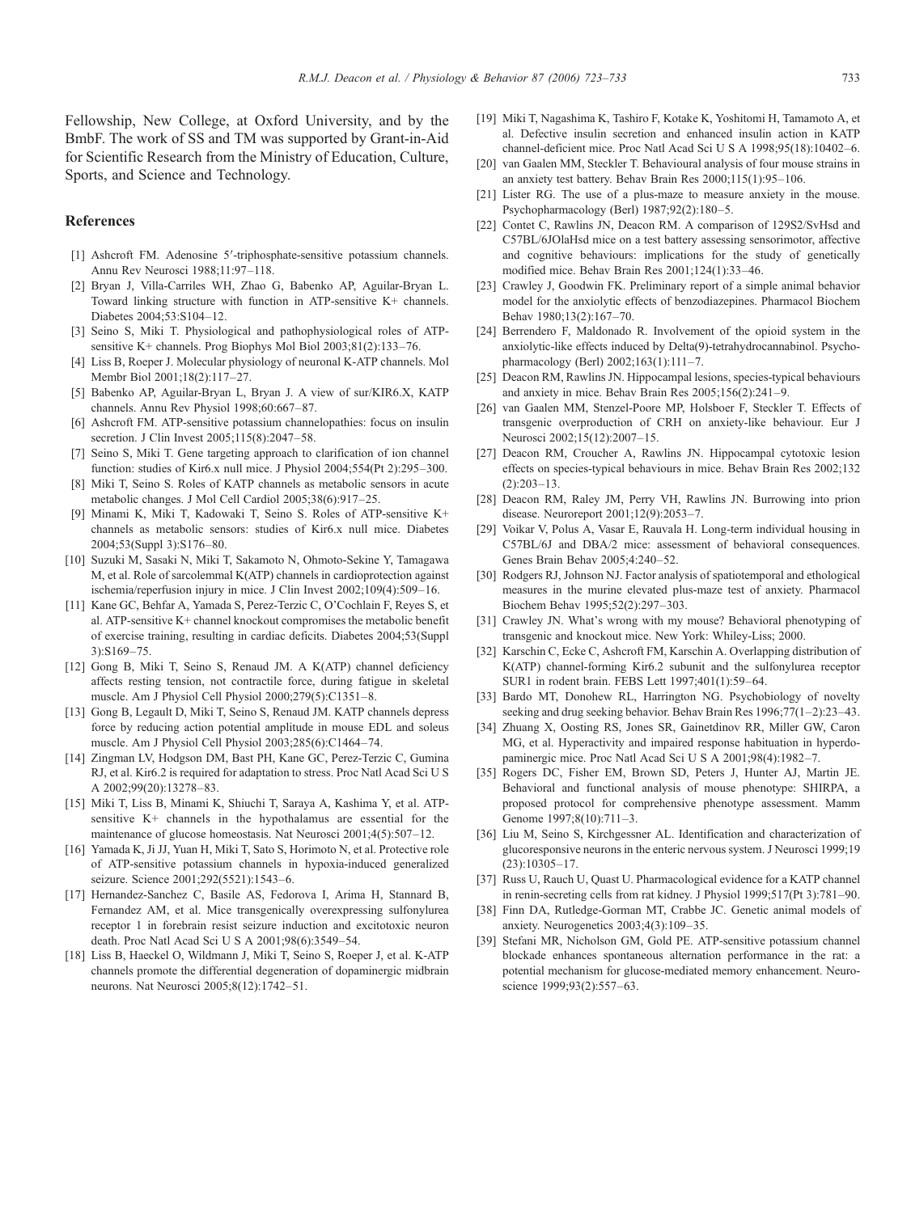Fellowship, New College, at Oxford University, and by the BmbF. The work of SS and TM was supported by Grant-in-Aid for Scientific Research from the Ministry of Education, Culture, Sports, and Science and Technology.

## References

[1] Ashcroft FM. Adenosine 5′-triphosphate-sensitive potassium channels. Annu Rev Neurosci 1988;11:97–118.

[2] Bryan J, Villa-Carriles WH, Zhao G, Babenko AP, Aguilar-Bryan L. Toward linking structure with function in ATP-sensitive K+ channels. Diabetes 2004;53:S104–12.

[3] Seino S, Miki T. Physiological and pathophysiological roles of ATP-sensitive K+ channels. Prog Biophys Mol Biol 2003;81(2):133–76.

[4] Liss B, Roeper J. Molecular physiology of neuronal K-ATP channels. Mol Membr Biol 2001;18(2):117–27.

[5] Babenko AP, Aguilar-Bryan L, Bryan J. A view of sur/KIR6.X, KATP channels. Annu Rev Physiol 1998;60:667–87.

[6] Ashcroft FM. ATP-sensitive potassium channelopathies: focus on insulin secretion. J Clin Invest 2005;115(8):2047–58.

[7] Seino S, Miki T. Gene targeting approach to clarification of ion channel function: studies of Kir6.x null mice. J Physiol 2004;554(Pt 2):295–300.

[8] Miki T, Seino S. Roles of KATP channels as metabolic sensors in acute metabolic changes. J Mol Cell Cardiol 2005;38(6):917–25.

[9] Minami K, Miki T, Kadowaki T, Seino S. Roles of ATP-sensitive K+ channels as metabolic sensors: studies of Kir6.x null mice. Diabetes 2004;53(Suppl 3):S176–80.

[10] Suzuki M, Sasaki N, Miki T, Sakamoto N, Ohmoto-Sekine Y, Tamagawa M, et al. Role of sarcolemmal K(ATP) channels in cardioprotection against ischemia/reperfusion injury in mice. J Clin Invest 2002;109(4):509–16.

[11] Kane GC, Behfar A, Yamada S, Perez-Terzic C, O'Cochlain F, Reyes S, et al. ATP-sensitive K+ channel knockout compromises the metabolic benefit of exercise training, resulting in cardiac deficits. Diabetes 2004;53(Suppl 3):S169–75.

[12] Gong B, Miki T, Seino S, Renaud JM. A K(ATP) channel deficiency affects resting tension, not contractile force, during fatigue in skeletal muscle. Am J Physiol Cell Physiol 2000;279(5):C1351–8.

[13] Gong B, Legault D, Miki T, Seino S, Renaud JM. KATP channels depress force by reducing action potential amplitude in mouse EDL and soleus muscle. Am J Physiol Cell Physiol 2003;285(6):C1464–74.

[14] Zingman LV, Hodgson DM, Bast PH, Kane GC, Perez-Terzic C, Gumina RJ, et al. Kir6.2 is required for adaptation to stress. Proc Natl Acad Sci U S A 2002;99(20):13278–83.

[15] Miki T, Liss B, Minami K, Shiuchi T, Saraya A, Kashima Y, et al. ATP-sensitive K+ channels in the hypothalamus are essential for the maintenance of glucose homeostasis. Nat Neurosci 2001;4(5):507–12.

[16] Yamada K, Ji JJ, Yuan H, Miki T, Sato S, Horimoto N, et al. Protective role of ATP-sensitive potassium channels in hypoxia-induced generalized seizure. Science 2001;292(5521):1543–6.

[17] Hernandez-Sanchez C, Basile AS, Fedorova I, Arima H, Stannard B, Fernandez AM, et al. Mice transgenically overexpressing sulfonylurea receptor 1 in forebrain resist seizure induction and excitotoxic neuron death. Proc Natl Acad Sci U S A 2001;98(6):3549–54.

[18] Liss B, Haeckel O, Wildmann J, Miki T, Seino S, Roeper J, et al. K-ATP channels promote the differential degeneration of dopaminergic midbrain neurons. Nat Neurosci 2005;8(12):1742–51.

[19] Miki T, Nagashima K, Tashiro F, Kotake K, Yoshitomi H, Tamamoto A, et al. Defective insulin secretion and enhanced insulin action in KATP channel-deficient mice. Proc Natl Acad Sci U S A 1998;95(18):10402–6.

[20] van Gaalen MM, Steckler T. Behavioural analysis of four mouse strains in an anxiety test battery. Behav Brain Res 2000;115(1):95–106.

[21] Lister RG. The use of a plus-maze to measure anxiety in the mouse. Psychopharmacology (Berl) 1987;92(2):180–5.

[22] Contet C, Rawlins JN, Deacon RM. A comparison of 129S2/SvHsd and C57BL/6JOlaHsd mice on a test battery assessing sensorimotor, affective and cognitive behaviours: implications for the study of genetically modified mice. Behav Brain Res 2001;124(1):33–46.

[23] Crawley J, Goodwin FK. Preliminary report of a simple animal behavior model for the anxiolytic effects of benzodiazepines. Pharmacol Biochem Behav 1980;13(2):167–70.

[24] Berrendero F, Maldonado R. Involvement of the opioid system in the anxiolytic-like effects induced by Delta(9)-tetrahydrocannabinol. Psychopharmacology (Berl) 2002;163(1):111–7.

[25] Deacon RM, Rawlins JN. Hippocampal lesions, species-typical behaviours and anxiety in mice. Behav Brain Res 2005;156(2):241–9.

[26] van Gaalen MM, Stenzel-Poore MP, Holsboer F, Steckler T. Effects of transgenic overproduction of CRH on anxiety-like behaviour. Eur J Neurosci 2002;15(12):2007–15.

[27] Deacon RM, Croucher A, Rawlins JN. Hippocampal cytotoxic lesion effects on species-typical behaviours in mice. Behav Brain Res 2002;132 (2):203–13.

[28] Deacon RM, Raley JM, Perry VH, Rawlins JN. Burrowing into prion disease. Neuroreport 2001;12(9):2053–7.

[29] Voikar V, Polus A, Vasar E, Rauvala H. Long-term individual housing in C57BL/6J and DBA/2 mice: assessment of behavioral consequences. Genes Brain Behav 2005;4:240–52.

[30] Rodgers RJ, Johnson NJ. Factor analysis of spatiotemporal and ethological measures in the murine elevated plus-maze test of anxiety. Pharmacol Biochem Behav 1995;52(2):297–303.

[31] Crawley JN. What's wrong with my mouse? Behavioral phenotyping of transgenic and knockout mice. New York: Whiley-Liss; 2000.

[32] Karschin C, Ecke C, Ashcroft FM, Karschin A. Overlapping distribution of K(ATP) channel-forming Kir6.2 subunit and the sulfonylurea receptor SUR1 in rodent brain. FEBS Lett 1997;401(1):59–64.

[33] Bardo MT, Donohew RL, Harrington NG. Psychobiology of novelty seeking and drug seeking behavior. Behav Brain Res 1996;77(1–2):23–43.

[34] Zhuang X, Oosting RS, Jones SR, Gainetdinov RR, Miller GW, Caron MG, et al. Hyperactivity and impaired response habituation in hyperdopaminergic mice. Proc Natl Acad Sci U S A 2001;98(4):1982–7.

[35] Rogers DC, Fisher EM, Brown SD, Peters J, Hunter AJ, Martin JE. Behavioral and functional analysis of mouse phenotype: SHIRPA, a proposed protocol for comprehensive phenotype assessment. Mamm Genome 1997;8(10):711–3.

[36] Liu M, Seino S, Kirchgessner AL. Identification and characterization of glucoresponsive neurons in the enteric nervous system. J Neurosci 1999;19 (23):10305–17.

[37] Russ U, Rauch U, Quast U. Pharmacological evidence for a KATP channel in renin-secreting cells from rat kidney. J Physiol 1999;517(Pt 3):781–90.

[38] Finn DA, Rutledge-Gorman MT, Crabbe JC. Genetic animal models of anxiety. Neurogenetics 2003;4(3):109–35.

[39] Stefani MR, Nicholson GM, Gold PE. ATP-sensitive potassium channel blockade enhances spontaneous alternation performance in the rat: a potential mechanism for glucose-mediated memory enhancement. Neuroscience 1999;93(2):557–63.